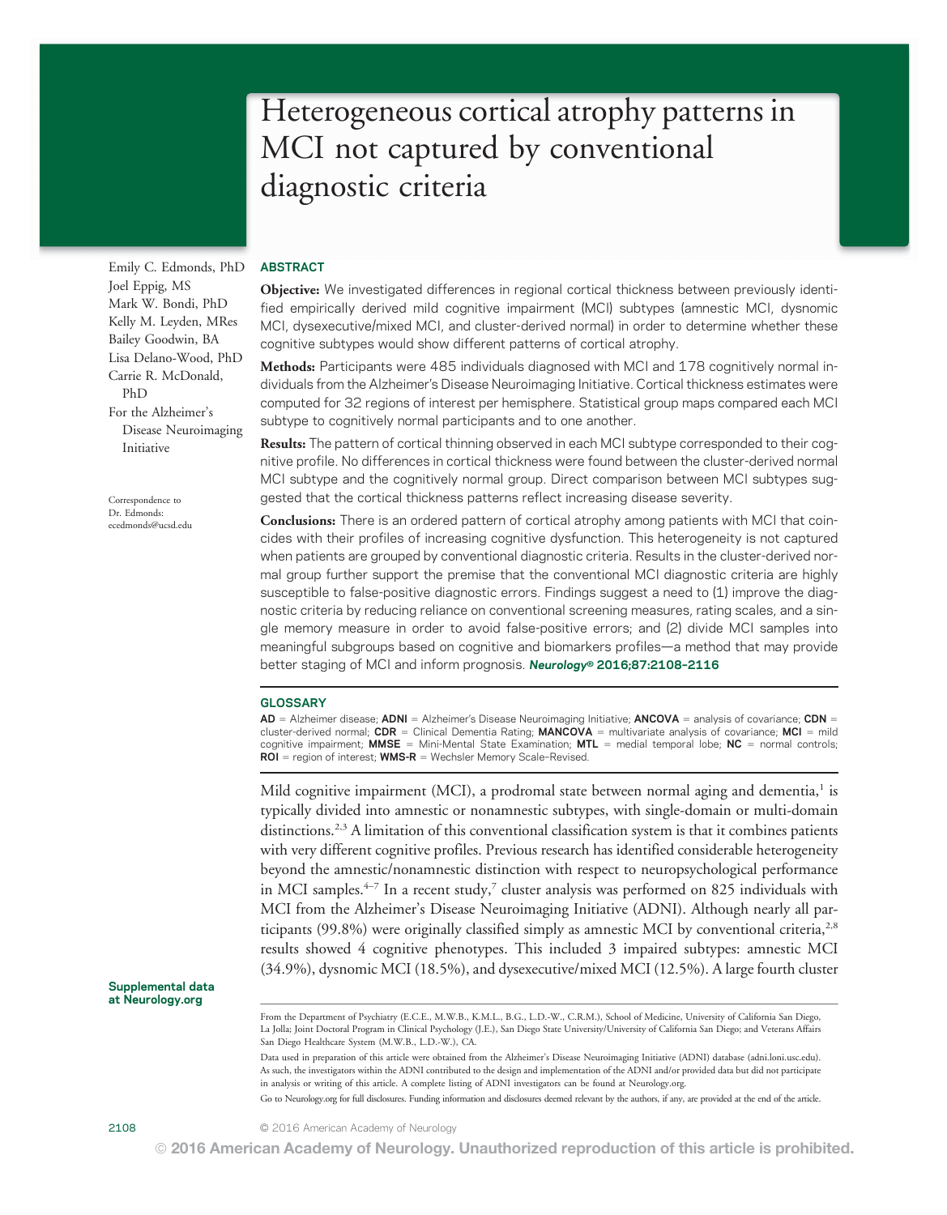# Heterogeneous cortical atrophy patterns in MCI not captured by conventional diagnostic criteria

Emily C. Edmonds, PhD
Joel Eppig, MS
Mark W. Bondi, PhD
Kelly M. Leyden, MRes
Bailey Goodwin, BA
Lisa Delano-Wood, PhD
Carrie R. McDonald, PhD
For the Alzheimer's Disease Neuroimaging Initiative

Correspondence to Dr. Edmonds: ecedmonds@ucsd.edu

## ABSTRACT

**Objective:** We investigated differences in regional cortical thickness between previously identified empirically derived mild cognitive impairment (MCI) subtypes (amnestic MCI, dysnomic MCI, dysexecutive/mixed MCI, and cluster-derived normal) in order to determine whether these cognitive subtypes would show different patterns of cortical atrophy.

**Methods:** Participants were 485 individuals diagnosed with MCI and 178 cognitively normal individuals from the Alzheimer's Disease Neuroimaging Initiative. Cortical thickness estimates were computed for 32 regions of interest per hemisphere. Statistical group maps compared each MCI subtype to cognitively normal participants and to one another.

**Results:** The pattern of cortical thinning observed in each MCI subtype corresponded to their cognitive profile. No differences in cortical thickness were found between the cluster-derived normal MCI subtype and the cognitively normal group. Direct comparison between MCI subtypes suggested that the cortical thickness patterns reflect increasing disease severity.

**Conclusions:** There is an ordered pattern of cortical atrophy among patients with MCI that coincides with their profiles of increasing cognitive dysfunction. This heterogeneity is not captured when patients are grouped by conventional diagnostic criteria. Results in the cluster-derived normal group further support the premise that the conventional MCI diagnostic criteria are highly susceptible to false-positive diagnostic errors. Findings suggest a need to (1) improve the diagnostic criteria by reducing reliance on conventional screening measures, rating scales, and a single memory measure in order to avoid false-positive errors; and (2) divide MCI samples into meaningful subgroups based on cognitive and biomarkers profiles—a method that may provide better staging of MCI and inform prognosis. ***Neurology*® 2016;87:2108–2116**

## GLOSSARY

**AD** = Alzheimer disease; **ADNI** = Alzheimer's Disease Neuroimaging Initiative; **ANCOVA** = analysis of covariance; **CDN** = cluster-derived normal; **CDR** = Clinical Dementia Rating; **MANCOVA** = multivariate analysis of covariance; **MCI** = mild cognitive impairment; **MMSE** = Mini-Mental State Examination; **MTL** = medial temporal lobe; **NC** = normal controls; **ROI** = region of interest; **WMS-R** = Wechsler Memory Scale–Revised.

Mild cognitive impairment (MCI), a prodromal state between normal aging and dementia,[1] is typically divided into amnestic or nonamnestic subtypes, with single-domain or multi-domain distinctions.[2,3] A limitation of this conventional classification system is that it combines patients with very different cognitive profiles. Previous research has identified considerable heterogeneity beyond the amnestic/nonamnestic distinction with respect to neuropsychological performance in MCI samples.[4–7] In a recent study,[7] cluster analysis was performed on 825 individuals with MCI from the Alzheimer's Disease Neuroimaging Initiative (ADNI). Although nearly all participants (99.8%) were originally classified simply as amnestic MCI by conventional criteria,[2,8] results showed 4 cognitive phenotypes. This included 3 impaired subtypes: amnestic MCI (34.9%), dysnomic MCI (18.5%), and dysexecutive/mixed MCI (12.5%). A large fourth cluster

Supplemental data at Neurology.org

From the Department of Psychiatry (E.C.E., M.W.B., K.M.L., B.G., L.D.-W., C.R.M.), School of Medicine, University of California San Diego, La Jolla; Joint Doctoral Program in Clinical Psychology (J.E.), San Diego State University/University of California San Diego; and Veterans Affairs San Diego Healthcare System (M.W.B., L.D.-W.), CA.

Data used in preparation of this article were obtained from the Alzheimer's Disease Neuroimaging Initiative (ADNI) database (adni.loni.usc.edu). As such, the investigators within the ADNI contributed to the design and implementation of the ADNI and/or provided data but did not participate in analysis or writing of this article. A complete listing of ADNI investigators can be found at Neurology.org.

Go to Neurology.org for full disclosures. Funding information and disclosures deemed relevant by the authors, if any, are provided at the end of the article.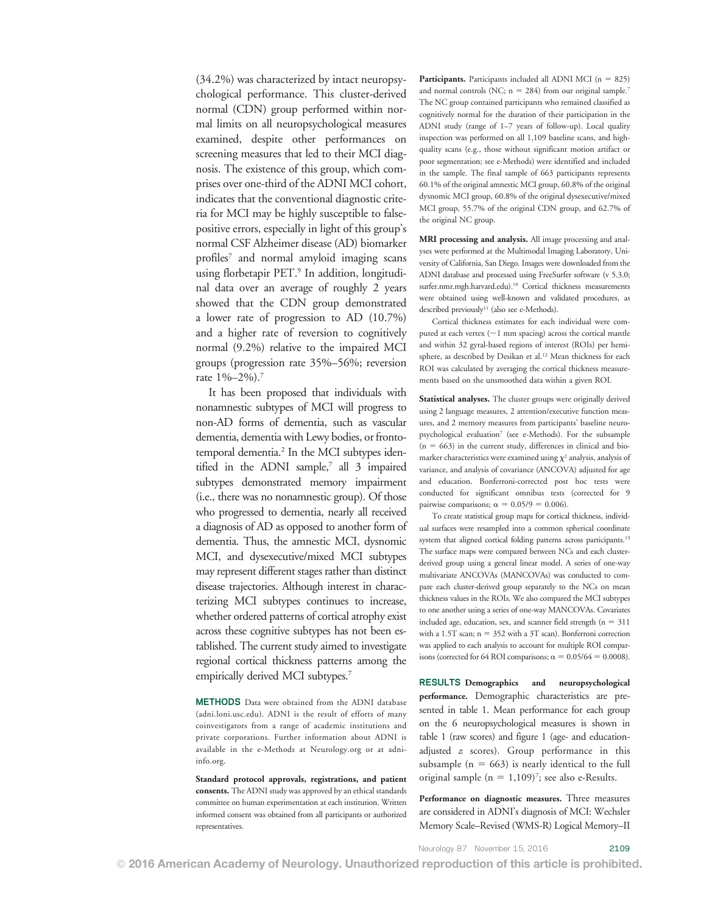(34.2%) was characterized by intact neuropsychological performance. This cluster-derived normal (CDN) group performed within normal limits on all neuropsychological measures examined, despite other performances on screening measures that led to their MCI diagnosis. The existence of this group, which comprises over one-third of the ADNI MCI cohort, indicates that the conventional diagnostic criteria for MCI may be highly susceptible to false-positive errors, especially in light of this group's normal CSF Alzheimer disease (AD) biomarker profiles[7] and normal amyloid imaging scans using florbetapir PET.[9] In addition, longitudinal data over an average of roughly 2 years showed that the CDN group demonstrated a lower rate of progression to AD (10.7%) and a higher rate of reversion to cognitively normal (9.2%) relative to the impaired MCI groups (progression rate 35%–56%; reversion rate 1%–2%).[7]

It has been proposed that individuals with nonamnestic subtypes of MCI will progress to non-AD forms of dementia, such as vascular dementia, dementia with Lewy bodies, or frontotemporal dementia.[2] In the MCI subtypes identified in the ADNI sample,[7] all 3 impaired subtypes demonstrated memory impairment (i.e., there was no nonamnestic group). Of those who progressed to dementia, nearly all received a diagnosis of AD as opposed to another form of dementia. Thus, the amnestic MCI, dysnomic MCI, and dysexecutive/mixed MCI subtypes may represent different stages rather than distinct disease trajectories. Although interest in characterizing MCI subtypes continues to increase, whether ordered patterns of cortical atrophy exist across these cognitive subtypes has not been established. The current study aimed to investigate regional cortical thickness patterns among the empirically derived MCI subtypes.[7]

## METHODS

Data were obtained from the ADNI database (adni.loni.usc.edu). ADNI is the result of efforts of many coinvestigators from a range of academic institutions and private corporations. Further information about ADNI is available in the e-Methods at Neurology.org or at adni-info.org.

**Standard protocol approvals, registrations, and patient consents.** The ADNI study was approved by an ethical standards committee on human experimentation at each institution. Written informed consent was obtained from all participants or authorized representatives.

**Participants.** Participants included all ADNI MCI (n = 825) and normal controls (NC; n = 284) from our original sample.[7] The NC group contained participants who remained classified as cognitively normal for the duration of their participation in the ADNI study (range of 1–7 years of follow-up). Local quality inspection was performed on all 1,109 baseline scans, and high-quality scans (e.g., those without significant motion artifact or poor segmentation; see e-Methods) were identified and included in the sample. The final sample of 663 participants represents 60.1% of the original amnestic MCI group, 60.8% of the original dysnomic MCI group, 60.8% of the original dysexecutive/mixed MCI group, 55.7% of the original CDN group, and 62.7% of the original NC group.

**MRI processing and analysis.** All image processing and analyses were performed at the Multimodal Imaging Laboratory, University of California, San Diego. Images were downloaded from the ADNI database and processed using FreeSurfer software (v 5.3.0; surfer.nmr.mgh.harvard.edu).[10] Cortical thickness measurements were obtained using well-known and validated procedures, as described previously[11] (also see e-Methods).

Cortical thickness estimates for each individual were computed at each vertex (~1 mm spacing) across the cortical mantle and within 32 gyral-based regions of interest (ROIs) per hemisphere, as described by Desikan et al.[12] Mean thickness for each ROI was calculated by averaging the cortical thickness measurements based on the unsmoothed data within a given ROI.

**Statistical analyses.** The cluster groups were originally derived using 2 language measures, 2 attention/executive function measures, and 2 memory measures from participants' baseline neuropsychological evaluation[7] (see e-Methods). For the subsample (n = 663) in the current study, differences in clinical and biomarker characteristics were examined using $\chi^2$ analysis, analysis of variance, and analysis of covariance (ANCOVA) adjusted for age and education. Bonferroni-corrected post hoc tests were conducted for significant omnibus tests (corrected for 9 pairwise comparisons; $\alpha = 0.05/9 = 0.006$).

To create statistical group maps for cortical thickness, individual surfaces were resampled into a common spherical coordinate system that aligned cortical folding patterns across participants.[13] The surface maps were compared between NCs and each cluster-derived group using a general linear model. A series of one-way multivariate ANCOVAs (MANCOVAs) was conducted to compare each cluster-derived group separately to the NCs on mean thickness values in the ROIs. We also compared the MCI subtypes to one another using a series of one-way MANCOVAs. Covariates included age, education, sex, and scanner field strength (n = 311 with a 1.5T scan; n = 352 with a 3T scan). Bonferroni correction was applied to each analysis to account for multiple ROI comparisons (corrected for 64 ROI comparisons; $\alpha = 0.05/64 = 0.0008$).

## RESULTS

**Demographics and neuropsychological performance.** Demographic characteristics are presented in table 1. Mean performance for each group on the 6 neuropsychological measures is shown in table 1 (raw scores) and figure 1 (age- and education-adjusted *z* scores). Group performance in this subsample (n = 663) is nearly identical to the full original sample (n = 1,109)[7]; see also e-Results.

**Performance on diagnostic measures.** Three measures are considered in ADNI's diagnosis of MCI: Wechsler Memory Scale–Revised (WMS-R) Logical Memory–II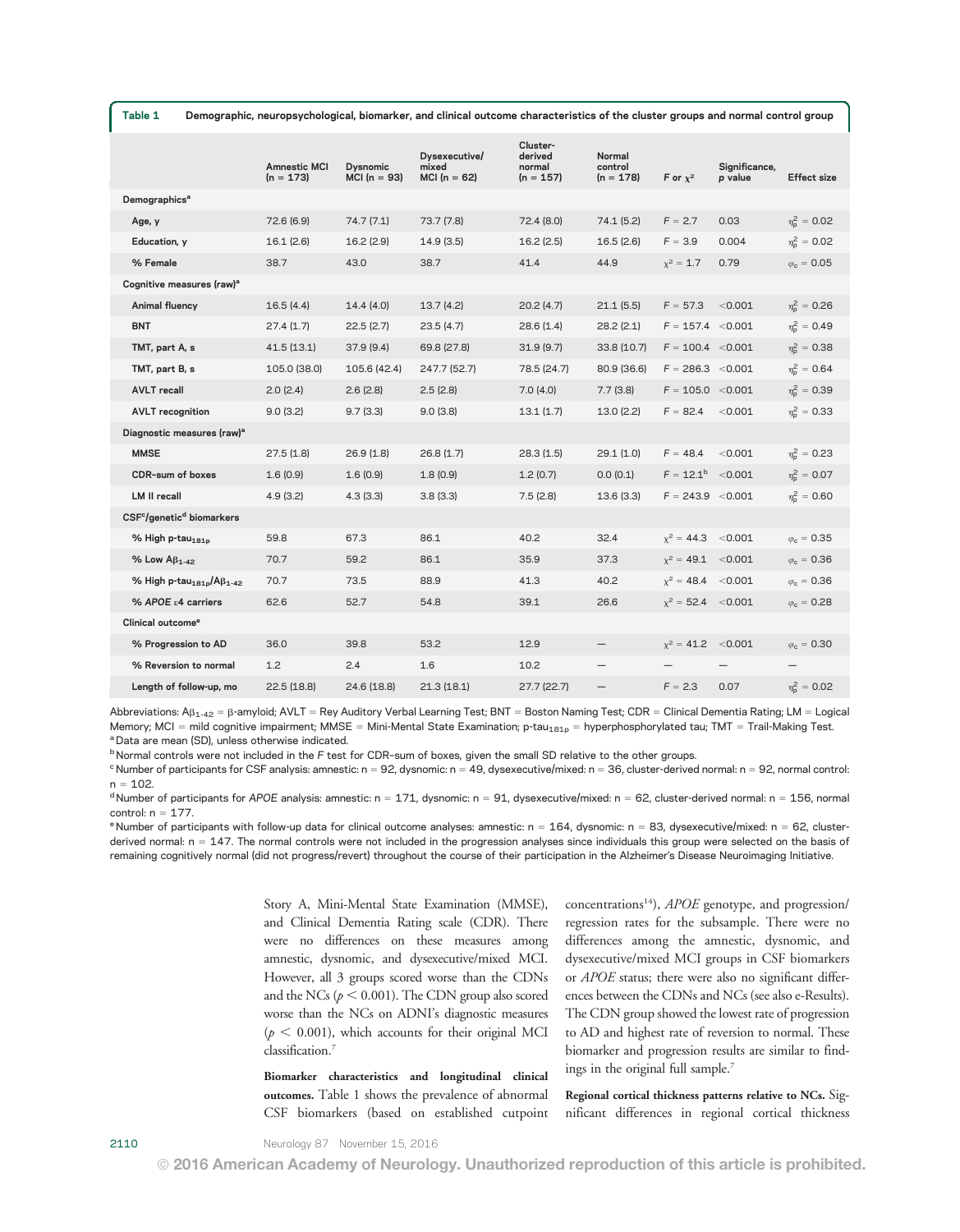**Table 1** Demographic, neuropsychological, biomarker, and clinical outcome characteristics of the cluster groups and normal control group

| | Amnestic MCI (n = 173) | Dysnomic MCI (n = 93) | Dysexecutive/mixed MCI (n = 62) | Cluster-derived normal (n = 157) | Normal control (n = 178) | F or $\chi^2$ | Significance, p value | Effect size |
|---|---|---|---|---|---|---|---|---|
| **Demographics**[a] | | | | | | | | |
| Age, y | 72.6 (6.9) | 74.7 (7.1) | 73.7 (7.8) | 72.4 (8.0) | 74.1 (5.2) | F = 2.7 | 0.03 | $\eta_p^2 = 0.02$ |
| Education, y | 16.1 (2.6) | 16.2 (2.9) | 14.9 (3.5) | 16.2 (2.5) | 16.5 (2.6) | F = 3.9 | 0.004 | $\eta_p^2 = 0.02$ |
| % Female | 38.7 | 43.0 | 38.7 | 41.4 | 44.9 | $\chi^2 = 1.7$ | 0.79 | $\varphi_c = 0.05$ |
| **Cognitive measures (raw)**[a] | | | | | | | | |
| Animal fluency | 16.5 (4.4) | 14.4 (4.0) | 13.7 (4.2) | 20.2 (4.7) | 21.1 (5.5) | F = 57.3 | <0.001 | $\eta_p^2 = 0.26$ |
| BNT | 27.4 (1.7) | 22.5 (2.7) | 23.5 (4.7) | 28.6 (1.4) | 28.2 (2.1) | F = 157.4 | <0.001 | $\eta_p^2 = 0.49$ |
| TMT, part A, s | 41.5 (13.1) | 37.9 (9.4) | 69.8 (27.8) | 31.9 (9.7) | 33.8 (10.7) | F = 100.4 | <0.001 | $\eta_p^2 = 0.38$ |
| TMT, part B, s | 105.0 (38.0) | 105.6 (42.4) | 247.7 (52.7) | 78.5 (24.7) | 80.9 (36.6) | F = 286.3 | <0.001 | $\eta_p^2 = 0.64$ |
| AVLT recall | 2.0 (2.4) | 2.6 (2.8) | 2.5 (2.8) | 7.0 (4.0) | 7.7 (3.8) | F = 105.0 | <0.001 | $\eta_p^2 = 0.39$ |
| AVLT recognition | 9.0 (3.2) | 9.7 (3.3) | 9.0 (3.8) | 13.1 (1.7) | 13.0 (2.2) | F = 82.4 | <0.001 | $\eta_p^2 = 0.33$ |
| **Diagnostic measures (raw)**[a] | | | | | | | | |
| MMSE | 27.5 (1.8) | 26.9 (1.8) | 26.8 (1.7) | 28.3 (1.5) | 29.1 (1.0) | F = 48.4 | <0.001 | $\eta_p^2 = 0.23$ |
| CDR–sum of boxes | 1.6 (0.9) | 1.6 (0.9) | 1.8 (0.9) | 1.2 (0.7) | 0.0 (0.1) | F = 12.1[b] | <0.001 | $\eta_p^2 = 0.07$ |
| LM II recall | 4.9 (3.2) | 4.3 (3.3) | 3.8 (3.3) | 7.5 (2.8) | 13.6 (3.3) | F = 243.9 | <0.001 | $\eta_p^2 = 0.60$ |
| **CSF[c]/genetic[d] biomarkers** | | | | | | | | |
| % High p-tau$_{181p}$ | 59.8 | 67.3 | 86.1 | 40.2 | 32.4 | $\chi^2 = 44.3$ | <0.001 | $\varphi_c = 0.35$ |
| % Low A$\beta_{1-42}$ | 70.7 | 59.2 | 86.1 | 35.9 | 37.3 | $\chi^2 = 49.1$ | <0.001 | $\varphi_c = 0.36$ |
| % High p-tau$_{181p}$/A$\beta_{1-42}$ | 70.7 | 73.5 | 88.9 | 41.3 | 40.2 | $\chi^2 = 48.4$ | <0.001 | $\varphi_c = 0.36$ |
| % *APOE* ε4 carriers | 62.6 | 52.7 | 54.8 | 39.1 | 26.6 | $\chi^2 = 52.4$ | <0.001 | $\varphi_c = 0.28$ |
| **Clinical outcome**[e] | | | | | | | | |
| % Progression to AD | 36.0 | 39.8 | 53.2 | 12.9 | — | $\chi^2 = 41.2$ | <0.001 | $\varphi_c = 0.30$ |
| % Reversion to normal | 1.2 | 2.4 | 1.6 | 10.2 | — | — | — | — |
| Length of follow-up, mo | 22.5 (18.8) | 24.6 (18.8) | 21.3 (18.1) | 27.7 (22.7) | — | F = 2.3 | 0.07 | $\eta_p^2 = 0.02$ |

Abbreviations: A$\beta_{1-42}$ = β-amyloid; AVLT = Rey Auditory Verbal Learning Test; BNT = Boston Naming Test; CDR = Clinical Dementia Rating; LM = Logical Memory; MCI = mild cognitive impairment; MMSE = Mini-Mental State Examination; p-tau$_{181p}$ = hyperphosphorylated tau; TMT = Trail-Making Test.
[a] Data are mean (SD), unless otherwise indicated.
[b] Normal controls were not included in the F test for CDR–sum of boxes, given the small SD relative to the other groups.
[c] Number of participants for CSF analysis: amnestic: n = 92, dysnomic: n = 49, dysexecutive/mixed: n = 36, cluster-derived normal: n = 92, normal control: n = 102.
[d] Number of participants for *APOE* analysis: amnestic: n = 171, dysnomic: n = 91, dysexecutive/mixed: n = 62, cluster-derived normal: n = 156, normal control: n = 177.
[e] Number of participants with follow-up data for clinical outcome analyses: amnestic: n = 164, dysnomic: n = 83, dysexecutive/mixed: n = 62, cluster-derived normal: n = 147. The normal controls were not included in the progression analyses since individuals this group were selected on the basis of remaining cognitively normal (did not progress/revert) throughout the course of their participation in the Alzheimer's Disease Neuroimaging Initiative.

Story A, Mini-Mental State Examination (MMSE), and Clinical Dementia Rating scale (CDR). There were no differences on these measures among amnestic, dysnomic, and dysexecutive/mixed MCI. However, all 3 groups scored worse than the CDNs and the NCs ($p < 0.001$). The CDN group also scored worse than the NCs on ADNI's diagnostic measures ($p < 0.001$), which accounts for their original MCI classification.[7]

**Biomarker characteristics and longitudinal clinical outcomes.** Table 1 shows the prevalence of abnormal CSF biomarkers (based on established cutpoint concentrations[14]), *APOE* genotype, and progression/regression rates for the subsample. There were no differences among the amnestic, dysnomic, and dysexecutive/mixed MCI groups in CSF biomarkers or *APOE* status; there were also no significant differences between the CDNs and NCs (see also e-Results). The CDN group showed the lowest rate of progression to AD and highest rate of reversion to normal. These biomarker and progression results are similar to findings in the original full sample.[7]

**Regional cortical thickness patterns relative to NCs.** Significant differences in regional cortical thickness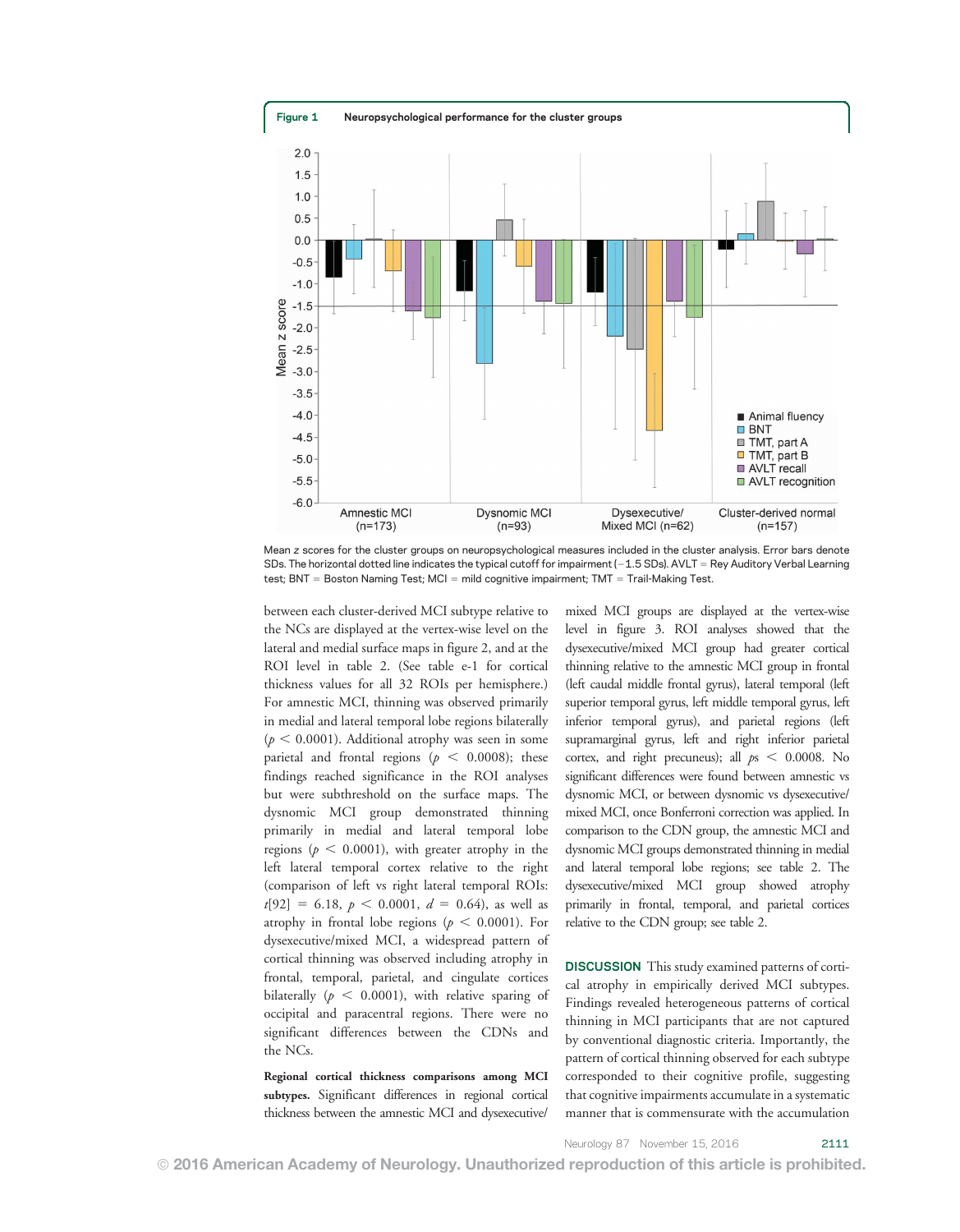**Figure 1** Neuropsychological performance for the cluster groups

Mean z scores for the cluster groups on neuropsychological measures included in the cluster analysis. Error bars denote SDs. The horizontal dotted line indicates the typical cutoff for impairment (−1.5 SDs). AVLT = Rey Auditory Verbal Learning test; BNT = Boston Naming Test; MCI = mild cognitive impairment; TMT = Trail-Making Test.

between each cluster-derived MCI subtype relative to the NCs are displayed at the vertex-wise level on the lateral and medial surface maps in figure 2, and at the ROI level in table 2. (See table e-1 for cortical thickness values for all 32 ROIs per hemisphere.) For amnestic MCI, thinning was observed primarily in medial and lateral temporal lobe regions bilaterally ($p < 0.0001$). Additional atrophy was seen in some parietal and frontal regions ($p < 0.0008$); these findings reached significance in the ROI analyses but were subthreshold on the surface maps. The dysnomic MCI group demonstrated thinning primarily in medial and lateral temporal lobe regions ($p < 0.0001$), with greater atrophy in the left lateral temporal cortex relative to the right (comparison of left vs right lateral temporal ROIs: $t[92] = 6.18$, $p < 0.0001$, $d = 0.64$), as well as atrophy in frontal lobe regions ($p < 0.0001$). For dysexecutive/mixed MCI, a widespread pattern of cortical thinning was observed including atrophy in frontal, temporal, parietal, and cingulate cortices bilaterally ($p < 0.0001$), with relative sparing of occipital and paracentral regions. There were no significant differences between the CDNs and the NCs.

**Regional cortical thickness comparisons among MCI subtypes.** Significant differences in regional cortical thickness between the amnestic MCI and dysexecutive/mixed MCI groups are displayed at the vertex-wise level in figure 3. ROI analyses showed that the dysexecutive/mixed MCI group had greater cortical thinning relative to the amnestic MCI group in frontal (left caudal middle frontal gyrus), lateral temporal (left superior temporal gyrus, left middle temporal gyrus, left inferior temporal gyrus), and parietal regions (left supramarginal gyrus, left and right inferior parietal cortex, and right precuneus); all $ps < 0.0008$. No significant differences were found between amnestic vs dysnomic MCI, or between dysnomic vs dysexecutive/mixed MCI, once Bonferroni correction was applied. In comparison to the CDN group, the amnestic MCI and dysnomic MCI groups demonstrated thinning in medial and lateral temporal lobe regions; see table 2. The dysexecutive/mixed MCI group showed atrophy primarily in frontal, temporal, and parietal cortices relative to the CDN group; see table 2.

**DISCUSSION** This study examined patterns of cortical atrophy in empirically derived MCI subtypes. Findings revealed heterogeneous patterns of cortical thinning in MCI participants that are not captured by conventional diagnostic criteria. Importantly, the pattern of cortical thinning observed for each subtype corresponded to their cognitive profile, suggesting that cognitive impairments accumulate in a systematic manner that is commensurate with the accumulation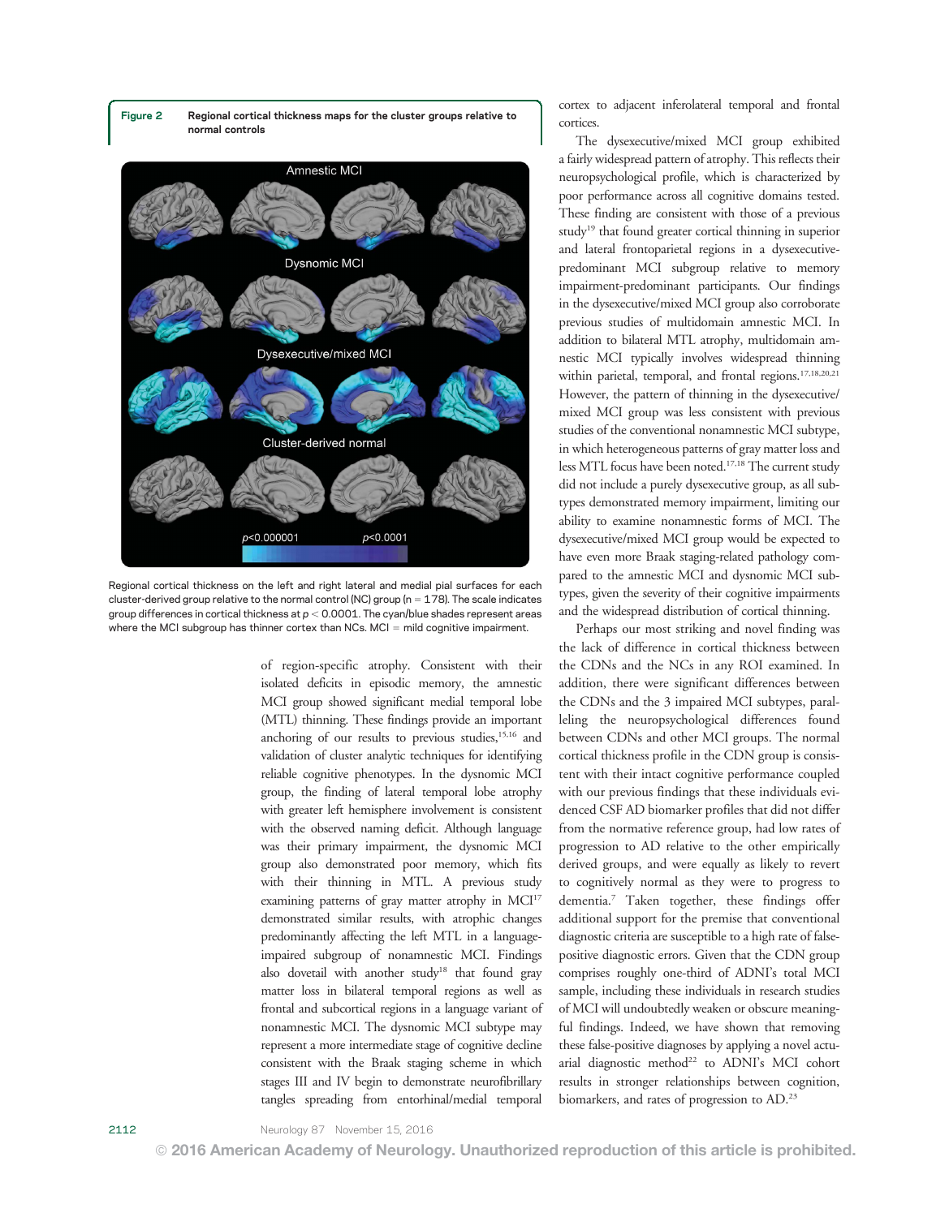**Figure 2** Regional cortical thickness maps for the cluster groups relative to normal controls

Regional cortical thickness on the left and right lateral and medial pial surfaces for each cluster-derived group relative to the normal control (NC) group (n = 178). The scale indicates group differences in cortical thickness at $p < 0.0001$. The cyan/blue shades represent areas where the MCI subgroup has thinner cortex than NCs. MCI = mild cognitive impairment.

of region-specific atrophy. Consistent with their isolated deficits in episodic memory, the amnestic MCI group showed significant medial temporal lobe (MTL) thinning. These findings provide an important anchoring of our results to previous studies,[15,16] and validation of cluster analytic techniques for identifying reliable cognitive phenotypes. In the dysnomic MCI group, the finding of lateral temporal lobe atrophy with greater left hemisphere involvement is consistent with the observed naming deficit. Although language was their primary impairment, the dysnomic MCI group also demonstrated poor memory, which fits with their thinning in MTL. A previous study examining patterns of gray matter atrophy in MCI[17] demonstrated similar results, with atrophic changes predominantly affecting the left MTL in a language-impaired subgroup of nonamnestic MCI. Findings also dovetail with another study[18] that found gray matter loss in bilateral temporal regions as well as frontal and subcortical regions in a language variant of nonamnestic MCI. The dysnomic MCI subtype may represent a more intermediate stage of cognitive decline consistent with the Braak staging scheme in which stages III and IV begin to demonstrate neurofibrillary tangles spreading from entorhinal/medial temporal cortex to adjacent inferolateral temporal and frontal cortices.

The dysexecutive/mixed MCI group exhibited a fairly widespread pattern of atrophy. This reflects their neuropsychological profile, which is characterized by poor performance across all cognitive domains tested. These finding are consistent with those of a previous study[19] that found greater cortical thinning in superior and lateral frontoparietal regions in a dysexecutive-predominant MCI subgroup relative to memory impairment-predominant participants. Our findings in the dysexecutive/mixed MCI group also corroborate previous studies of multidomain amnestic MCI. In addition to bilateral MTL atrophy, multidomain amnestic MCI typically involves widespread thinning within parietal, temporal, and frontal regions.[17,18,20,21] However, the pattern of thinning in the dysexecutive/mixed MCI group was less consistent with previous studies of the conventional nonamnestic MCI subtype, in which heterogeneous patterns of gray matter loss and less MTL focus have been noted.[17,18] The current study did not include a purely dysexecutive group, as all subtypes demonstrated memory impairment, limiting our ability to examine nonamnestic forms of MCI. The dysexecutive/mixed MCI group would be expected to have even more Braak staging-related pathology compared to the amnestic MCI and dysnomic MCI subtypes, given the severity of their cognitive impairments and the widespread distribution of cortical thinning.

Perhaps our most striking and novel finding was the lack of difference in cortical thickness between the CDNs and the NCs in any ROI examined. In addition, there were significant differences between the CDNs and the 3 impaired MCI subtypes, paralleling the neuropsychological differences found between CDNs and other MCI groups. The normal cortical thickness profile in the CDN group is consistent with their intact cognitive performance coupled with our previous findings that these individuals evidenced CSF AD biomarker profiles that did not differ from the normative reference group, had low rates of progression to AD relative to the other empirically derived groups, and were equally as likely to revert to cognitively normal as they were to progress to dementia.[7] Taken together, these findings offer additional support for the premise that conventional diagnostic criteria are susceptible to a high rate of false-positive diagnostic errors. Given that the CDN group comprises roughly one-third of ADNI's total MCI sample, including these individuals in research studies of MCI will undoubtedly weaken or obscure meaningful findings. Indeed, we have shown that removing these false-positive diagnoses by applying a novel actuarial diagnostic method[22] to ADNI's MCI cohort results in stronger relationships between cognition, biomarkers, and rates of progression to AD.[23]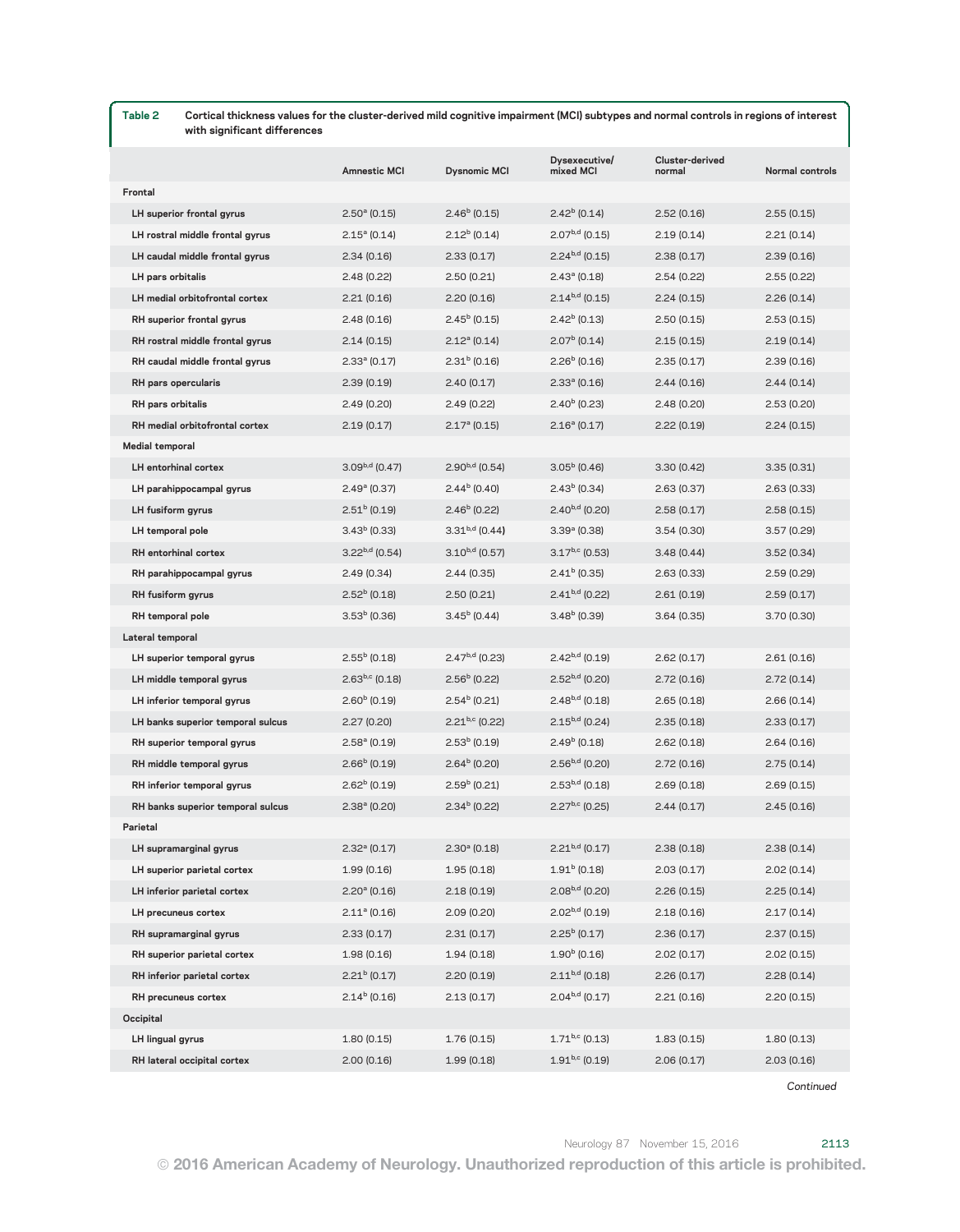**Table 2** Cortical thickness values for the cluster-derived mild cognitive impairment (MCI) subtypes and normal controls in regions of interest with significant differences

| | Amnestic MCI | Dysnomic MCI | Dysexecutive/ mixed MCI | Cluster-derived normal | Normal controls |
|---|---|---|---|---|---|
| **Frontal** | | | | | |
| LH superior frontal gyrus | 2.50[a] (0.15) | 2.46[b] (0.15) | 2.42[b] (0.14) | 2.52 (0.16) | 2.55 (0.15) |
| LH rostral middle frontal gyrus | 2.15[a] (0.14) | 2.12[b] (0.14) | 2.07[b,d] (0.15) | 2.19 (0.14) | 2.21 (0.14) |
| LH caudal middle frontal gyrus | 2.34 (0.16) | 2.33 (0.17) | 2.24[b,d] (0.15) | 2.38 (0.17) | 2.39 (0.16) |
| LH pars orbitalis | 2.48 (0.22) | 2.50 (0.21) | 2.43[a] (0.18) | 2.54 (0.22) | 2.55 (0.22) |
| LH medial orbitofrontal cortex | 2.21 (0.16) | 2.20 (0.16) | 2.14[b,d] (0.15) | 2.24 (0.15) | 2.26 (0.14) |
| RH superior frontal gyrus | 2.48 (0.16) | 2.45[b] (0.15) | 2.42[b] (0.13) | 2.50 (0.15) | 2.53 (0.15) |
| RH rostral middle frontal gyrus | 2.14 (0.15) | 2.12[a] (0.14) | 2.07[b] (0.14) | 2.15 (0.15) | 2.19 (0.14) |
| RH caudal middle frontal gyrus | 2.33[a] (0.17) | 2.31[b] (0.16) | 2.26[b] (0.16) | 2.35 (0.17) | 2.39 (0.16) |
| RH pars opercularis | 2.39 (0.19) | 2.40 (0.17) | 2.33[a] (0.16) | 2.44 (0.16) | 2.44 (0.14) |
| RH pars orbitalis | 2.49 (0.20) | 2.49 (0.22) | 2.40[b] (0.23) | 2.48 (0.20) | 2.53 (0.20) |
| RH medial orbitofrontal cortex | 2.19 (0.17) | 2.17[a] (0.15) | 2.16[a] (0.17) | 2.22 (0.19) | 2.24 (0.15) |
| **Medial temporal** | | | | | |
| LH entorhinal cortex | 3.09[b,d] (0.47) | 2.90[b,d] (0.54) | 3.05[b] (0.46) | 3.30 (0.42) | 3.35 (0.31) |
| LH parahippocampal gyrus | 2.49[a] (0.37) | 2.44[b] (0.40) | 2.43[b] (0.34) | 2.63 (0.37) | 2.63 (0.33) |
| LH fusiform gyrus | 2.51[b] (0.19) | 2.46[b] (0.22) | 2.40[b,d] (0.20) | 2.58 (0.17) | 2.58 (0.15) |
| LH temporal pole | 3.43[b] (0.33) | 3.31[b,d] (0.44) | 3.39[a] (0.38) | 3.54 (0.30) | 3.57 (0.29) |
| RH entorhinal cortex | 3.22[b,d] (0.54) | 3.10[b,d] (0.57) | 3.17[b,c] (0.53) | 3.48 (0.44) | 3.52 (0.34) |
| RH parahippocampal gyrus | 2.49 (0.34) | 2.44 (0.35) | 2.41[b] (0.35) | 2.63 (0.33) | 2.59 (0.29) |
| RH fusiform gyrus | 2.52[b] (0.18) | 2.50 (0.21) | 2.41[b,d] (0.22) | 2.61 (0.19) | 2.59 (0.17) |
| RH temporal pole | 3.53[b] (0.36) | 3.45[b] (0.44) | 3.48[b] (0.39) | 3.64 (0.35) | 3.70 (0.30) |
| **Lateral temporal** | | | | | |
| LH superior temporal gyrus | 2.55[b] (0.18) | 2.47[b,d] (0.23) | 2.42[b,d] (0.19) | 2.62 (0.17) | 2.61 (0.16) |
| LH middle temporal gyrus | 2.63[b,c] (0.18) | 2.56[b] (0.22) | 2.52[b,d] (0.20) | 2.72 (0.16) | 2.72 (0.14) |
| LH inferior temporal gyrus | 2.60[b] (0.19) | 2.54[b] (0.21) | 2.48[b,d] (0.18) | 2.65 (0.18) | 2.66 (0.14) |
| LH banks superior temporal sulcus | 2.27 (0.20) | 2.21[b,c] (0.22) | 2.15[b,d] (0.24) | 2.35 (0.18) | 2.33 (0.17) |
| RH superior temporal gyrus | 2.58[a] (0.19) | 2.53[b] (0.19) | 2.49[b] (0.18) | 2.62 (0.18) | 2.64 (0.16) |
| RH middle temporal gyrus | 2.66[b] (0.19) | 2.64[b] (0.20) | 2.56[b,d] (0.20) | 2.72 (0.16) | 2.75 (0.14) |
| RH inferior temporal gyrus | 2.62[b] (0.19) | 2.59[b] (0.21) | 2.53[b,d] (0.18) | 2.69 (0.18) | 2.69 (0.15) |
| RH banks superior temporal sulcus | 2.38[a] (0.20) | 2.34[b] (0.22) | 2.27[b,c] (0.25) | 2.44 (0.17) | 2.45 (0.16) |
| **Parietal** | | | | | |
| LH supramarginal gyrus | 2.32[a] (0.17) | 2.30[a] (0.18) | 2.21[b,d] (0.17) | 2.38 (0.18) | 2.38 (0.14) |
| LH superior parietal cortex | 1.99 (0.16) | 1.95 (0.18) | 1.91[b] (0.18) | 2.03 (0.17) | 2.02 (0.14) |
| LH inferior parietal cortex | 2.20[a] (0.16) | 2.18 (0.19) | 2.08[b,d] (0.20) | 2.26 (0.15) | 2.25 (0.14) |
| LH precuneus cortex | 2.11[a] (0.16) | 2.09 (0.20) | 2.02[b,d] (0.19) | 2.18 (0.16) | 2.17 (0.14) |
| RH supramarginal gyrus | 2.33 (0.17) | 2.31 (0.17) | 2.25[b] (0.17) | 2.36 (0.17) | 2.37 (0.15) |
| RH superior parietal cortex | 1.98 (0.16) | 1.94 (0.18) | 1.90[b] (0.16) | 2.02 (0.17) | 2.02 (0.15) |
| RH inferior parietal cortex | 2.21[b] (0.17) | 2.20 (0.19) | 2.11[b,d] (0.18) | 2.26 (0.17) | 2.28 (0.14) |
| RH precuneus cortex | 2.14[b] (0.16) | 2.13 (0.17) | 2.04[b,d] (0.17) | 2.21 (0.16) | 2.20 (0.15) |
| **Occipital** | | | | | |
| LH lingual gyrus | 1.80 (0.15) | 1.76 (0.15) | 1.71[b,c] (0.13) | 1.83 (0.15) | 1.80 (0.13) |
| RH lateral occipital cortex | 2.00 (0.16) | 1.99 (0.18) | 1.91[b,c] (0.19) | 2.06 (0.17) | 2.03 (0.16) |

*Continued*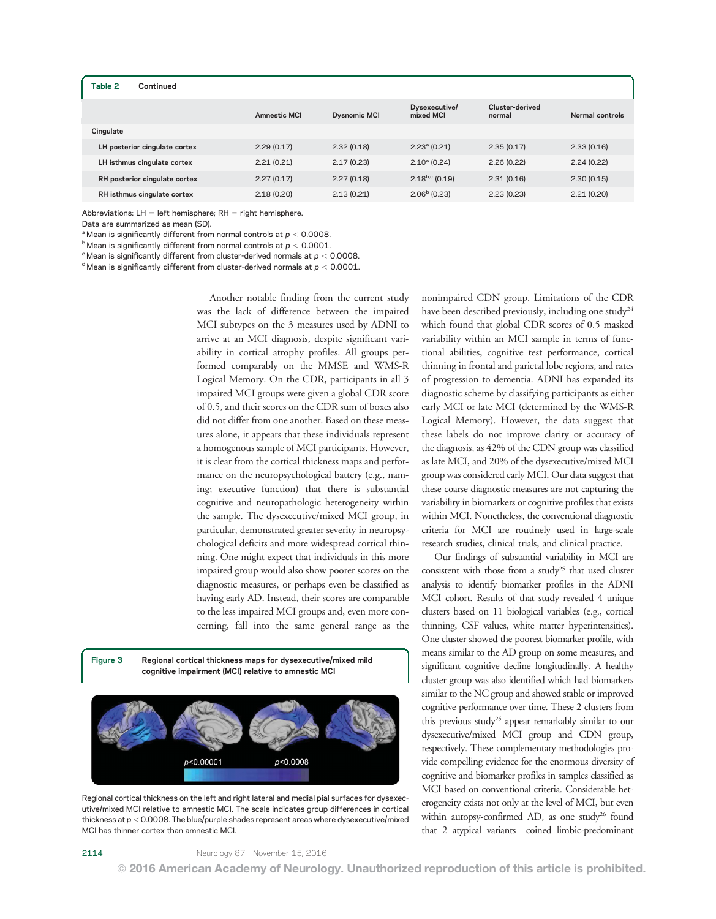**Table 2** Continued

| | Amnestic MCI | Dysnomic MCI | Dysexecutive/mixed MCI | Cluster-derived normal | Normal controls |
|---|---|---|---|---|---|
| **Cingulate** | | | | | |
| LH posterior cingulate cortex | 2.29 (0.17) | 2.32 (0.18) | 2.23[a] (0.21) | 2.35 (0.17) | 2.33 (0.16) |
| LH isthmus cingulate cortex | 2.21 (0.21) | 2.17 (0.23) | 2.10[a] (0.24) | 2.26 (0.22) | 2.24 (0.22) |
| RH posterior cingulate cortex | 2.27 (0.17) | 2.27 (0.18) | 2.18[b,c] (0.19) | 2.31 (0.16) | 2.30 (0.15) |
| RH isthmus cingulate cortex | 2.18 (0.20) | 2.13 (0.21) | 2.06[b] (0.23) | 2.23 (0.23) | 2.21 (0.20) |

Abbreviations: LH = left hemisphere; RH = right hemisphere.
Data are summarized as mean (SD).
[a] Mean is significantly different from normal controls at $p < 0.0008$.
[b] Mean is significantly different from normal controls at $p < 0.0001$.
[c] Mean is significantly different from cluster-derived normals at $p < 0.0008$.
[d] Mean is significantly different from cluster-derived normals at $p < 0.0001$.

Another notable finding from the current study was the lack of difference between the impaired MCI subtypes on the 3 measures used by ADNI to arrive at an MCI diagnosis, despite significant variability in cortical atrophy profiles. All groups performed comparably on the MMSE and WMS-R Logical Memory. On the CDR, participants in all 3 impaired MCI groups were given a global CDR score of 0.5, and their scores on the CDR sum of boxes also did not differ from one another. Based on these measures alone, it appears that these individuals represent a homogenous sample of MCI participants. However, it is clear from the cortical thickness maps and performance on the neuropsychological battery (e.g., naming; executive function) that there is substantial cognitive and neuropathologic heterogeneity within the sample. The dysexecutive/mixed MCI group, in particular, demonstrated greater severity in neuropsychological deficits and more widespread cortical thinning. One might expect that individuals in this more impaired group would also show poorer scores on the diagnostic measures, or perhaps even be classified as having early AD. Instead, their scores are comparable to the less impaired MCI groups and, even more concerning, fall into the same general range as the nonimpaired CDN group. Limitations of the CDR have been described previously, including one study[24] which found that global CDR scores of 0.5 masked variability within an MCI sample in terms of functional abilities, cognitive test performance, cortical thinning in frontal and parietal lobe regions, and rates of progression to dementia. ADNI has expanded its diagnostic scheme by classifying participants as either early MCI or late MCI (determined by the WMS-R Logical Memory). However, the data suggest that these labels do not improve clarity or accuracy of the diagnosis, as 42% of the CDN group was classified as late MCI, and 20% of the dysexecutive/mixed MCI group was considered early MCI. Our data suggest that these coarse diagnostic measures are not capturing the variability in biomarkers or cognitive profiles that exists within MCI. Nonetheless, the conventional diagnostic criteria for MCI are routinely used in large-scale research studies, clinical trials, and clinical practice.

Our findings of substantial variability in MCI are consistent with those from a study[25] that used cluster analysis to identify biomarker profiles in the ADNI MCI cohort. Results of that study revealed 4 unique clusters based on 11 biological variables (e.g., cortical thinning, CSF values, white matter hyperintensities). One cluster showed the poorest biomarker profile, with means similar to the AD group on some measures, and significant cognitive decline longitudinally. A healthy cluster group was also identified which had biomarkers similar to the NC group and showed stable or improved cognitive performance over time. These 2 clusters from this previous study[25] appear remarkably similar to our dysexecutive/mixed MCI group and CDN group, respectively. These complementary methodologies provide compelling evidence for the enormous diversity of cognitive and biomarker profiles in samples classified as MCI based on conventional criteria. Considerable heterogeneity exists not only at the level of MCI, but even within autopsy-confirmed AD, as one study[26] found that 2 atypical variants—coined limbic-predominant

**Figure 3** Regional cortical thickness maps for dysexecutive/mixed mild cognitive impairment (MCI) relative to amnestic MCI

Regional cortical thickness on the left and right lateral and medial pial surfaces for dysexecutive/mixed MCI relative to amnestic MCI. The scale indicates group differences in cortical thickness at $p < 0.0008$. The blue/purple shades represent areas where dysexecutive/mixed MCI has thinner cortex than amnestic MCI.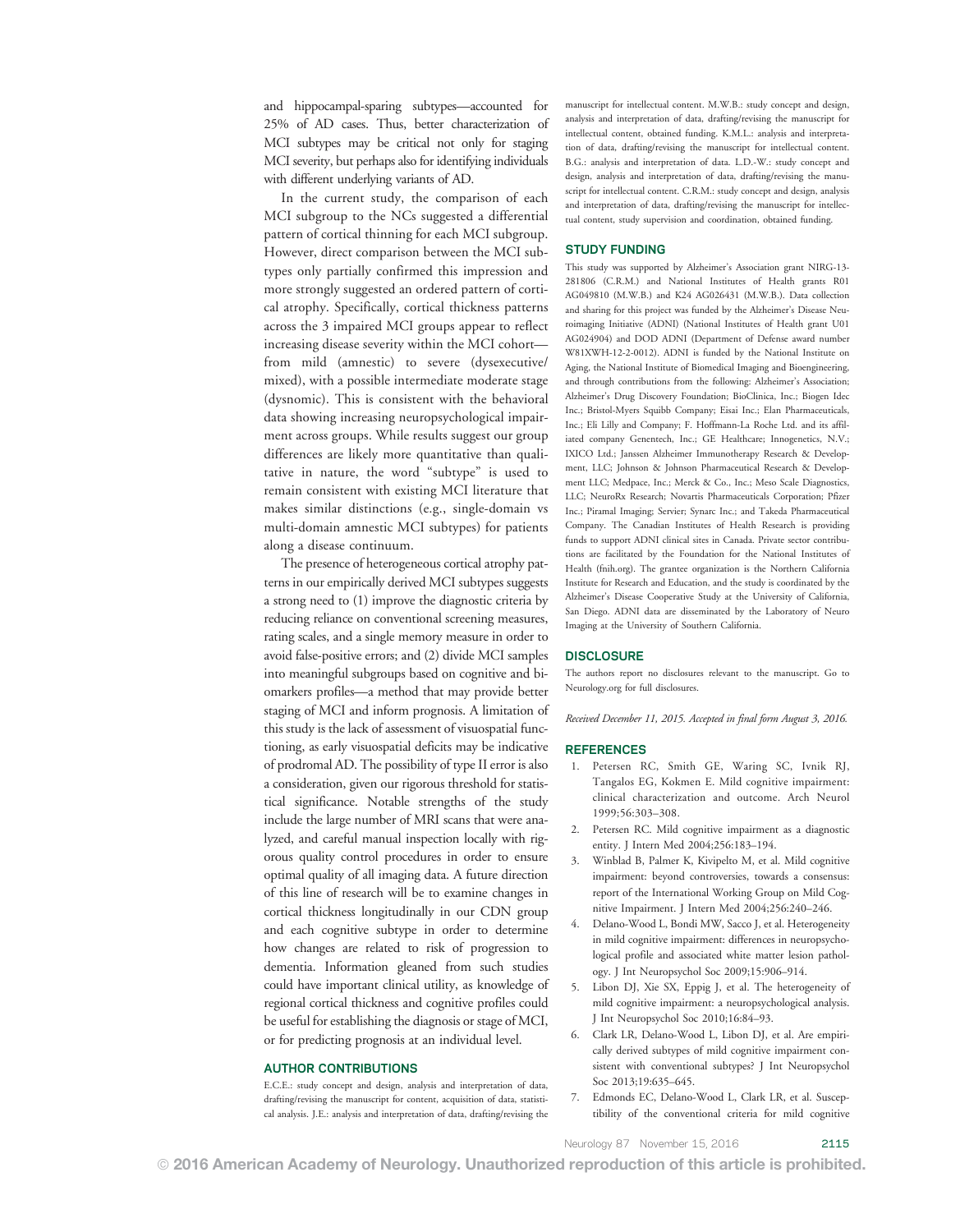and hippocampal-sparing subtypes—accounted for 25% of AD cases. Thus, better characterization of MCI subtypes may be critical not only for staging MCI severity, but perhaps also for identifying individuals with different underlying variants of AD.

In the current study, the comparison of each MCI subgroup to the NCs suggested a differential pattern of cortical thinning for each MCI subgroup. However, direct comparison between the MCI subtypes only partially confirmed this impression and more strongly suggested an ordered pattern of cortical atrophy. Specifically, cortical thickness patterns across the 3 impaired MCI groups appear to reflect increasing disease severity within the MCI cohort—from mild (amnestic) to severe (dysexecutive/mixed), with a possible intermediate moderate stage (dysnomic). This is consistent with the behavioral data showing increasing neuropsychological impairment across groups. While results suggest our group differences are likely more quantitative than qualitative in nature, the word "subtype" is used to remain consistent with existing MCI literature that makes similar distinctions (e.g., single-domain vs multi-domain amnestic MCI subtypes) for patients along a disease continuum.

The presence of heterogeneous cortical atrophy patterns in our empirically derived MCI subtypes suggests a strong need to (1) improve the diagnostic criteria by reducing reliance on conventional screening measures, rating scales, and a single memory measure in order to avoid false-positive errors; and (2) divide MCI samples into meaningful subgroups based on cognitive and biomarkers profiles—a method that may provide better staging of MCI and inform prognosis. A limitation of this study is the lack of assessment of visuospatial functioning, as early visuospatial deficits may be indicative of prodromal AD. The possibility of type II error is also a consideration, given our rigorous threshold for statistical significance. Notable strengths of the study include the large number of MRI scans that were analyzed, and careful manual inspection locally with rigorous quality control procedures in order to ensure optimal quality of all imaging data. A future direction of this line of research will be to examine changes in cortical thickness longitudinally in our CDN group and each cognitive subtype in order to determine how changes are related to risk of progression to dementia. Information gleaned from such studies could have important clinical utility, as knowledge of regional cortical thickness and cognitive profiles could be useful for establishing the diagnosis or stage of MCI, or for predicting prognosis at an individual level.

## AUTHOR CONTRIBUTIONS

E.C.E.: study concept and design, analysis and interpretation of data, drafting/revising the manuscript for content, acquisition of data, statistical analysis. J.E.: analysis and interpretation of data, drafting/revising the manuscript for intellectual content. M.W.B.: study concept and design, analysis and interpretation of data, drafting/revising the manuscript for intellectual content, obtained funding. K.M.L.: analysis and interpretation of data, drafting/revising the manuscript for intellectual content. B.G.: analysis and interpretation of data. L.D.-W.: study concept and design, analysis and interpretation of data, drafting/revising the manuscript for intellectual content. C.R.M.: study concept and design, analysis and interpretation of data, drafting/revising the manuscript for intellectual content, study supervision and coordination, obtained funding.

## STUDY FUNDING

This study was supported by Alzheimer's Association grant NIRG-13-281806 (C.R.M.) and National Institutes of Health grants R01 AG049810 (M.W.B.) and K24 AG026431 (M.W.B.). Data collection and sharing for this project was funded by the Alzheimer's Disease Neuroimaging Initiative (ADNI) (National Institutes of Health grant U01 AG024904) and DOD ADNI (Department of Defense award number W81XWH-12-2-0012). ADNI is funded by the National Institute on Aging, the National Institute of Biomedical Imaging and Bioengineering, and through contributions from the following: Alzheimer's Association; Alzheimer's Drug Discovery Foundation; BioClinica, Inc.; Biogen Idec Inc.; Bristol-Myers Squibb Company; Eisai Inc.; Elan Pharmaceuticals, Inc.; Eli Lilly and Company; F. Hoffmann-La Roche Ltd. and its affiliated company Genentech, Inc.; GE Healthcare; Innogenetics, N.V.; IXICO Ltd.; Janssen Alzheimer Immunotherapy Research & Development, LLC; Johnson & Johnson Pharmaceutical Research & Development LLC; Medpace, Inc.; Merck & Co., Inc.; Meso Scale Diagnostics, LLC; NeuroRx Research; Novartis Pharmaceuticals Corporation; Pfizer Inc.; Piramal Imaging; Servier; Synarc Inc.; and Takeda Pharmaceutical Company. The Canadian Institutes of Health Research is providing funds to support ADNI clinical sites in Canada. Private sector contributions are facilitated by the Foundation for the National Institutes of Health (fnih.org). The grantee organization is the Northern California Institute for Research and Education, and the study is coordinated by the Alzheimer's Disease Cooperative Study at the University of California, San Diego. ADNI data are disseminated by the Laboratory of Neuro Imaging at the University of Southern California.

## DISCLOSURE

The authors report no disclosures relevant to the manuscript. Go to Neurology.org for full disclosures.

*Received December 11, 2015. Accepted in final form August 3, 2016.*

## REFERENCES

1. Petersen RC, Smith GE, Waring SC, Ivnik RJ, Tangalos EG, Kokmen E. Mild cognitive impairment: clinical characterization and outcome. Arch Neurol 1999;56:303–308.
2. Petersen RC. Mild cognitive impairment as a diagnostic entity. J Intern Med 2004;256:183–194.
3. Winblad B, Palmer K, Kivipelto M, et al. Mild cognitive impairment: beyond controversies, towards a consensus: report of the International Working Group on Mild Cognitive Impairment. J Intern Med 2004;256:240–246.
4. Delano-Wood L, Bondi MW, Sacco J, et al. Heterogeneity in mild cognitive impairment: differences in neuropsychological profile and associated white matter lesion pathology. J Int Neuropsychol Soc 2009;15:906–914.
5. Libon DJ, Xie SX, Eppig J, et al. The heterogeneity of mild cognitive impairment: a neuropsychological analysis. J Int Neuropsychol Soc 2010;16:84–93.
6. Clark LR, Delano-Wood L, Libon DJ, et al. Are empirically derived subtypes of mild cognitive impairment consistent with conventional subtypes? J Int Neuropsychol Soc 2013;19:635–645.
7. Edmonds EC, Delano-Wood L, Clark LR, et al. Susceptibility of the conventional criteria for mild cognitive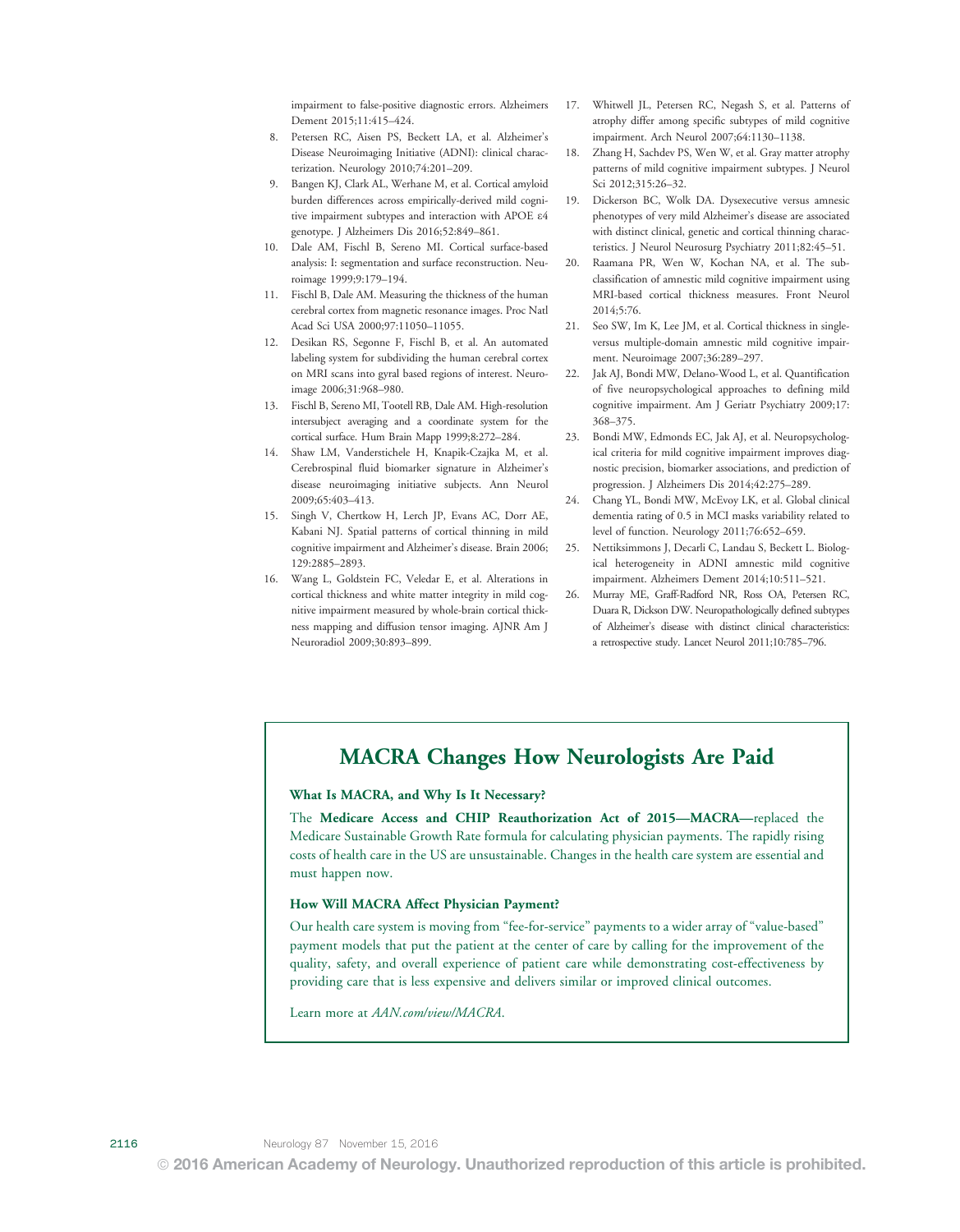impairment to false-positive diagnostic errors. Alzheimers Dement 2015;11:415–424.

8. Petersen RC, Aisen PS, Beckett LA, et al. Alzheimer's Disease Neuroimaging Initiative (ADNI): clinical characterization. Neurology 2010;74:201–209.
9. Bangen KJ, Clark AL, Werhane M, et al. Cortical amyloid burden differences across empirically-derived mild cognitive impairment subtypes and interaction with APOE ε4 genotype. J Alzheimers Dis 2016;52:849–861.
10. Dale AM, Fischl B, Sereno MI. Cortical surface-based analysis: I: segmentation and surface reconstruction. Neuroimage 1999;9:179–194.
11. Fischl B, Dale AM. Measuring the thickness of the human cerebral cortex from magnetic resonance images. Proc Natl Acad Sci USA 2000;97:11050–11055.
12. Desikan RS, Segonne F, Fischl B, et al. An automated labeling system for subdividing the human cerebral cortex on MRI scans into gyral based regions of interest. Neuroimage 2006;31:968–980.
13. Fischl B, Sereno MI, Tootell RB, Dale AM. High-resolution intersubject averaging and a coordinate system for the cortical surface. Hum Brain Mapp 1999;8:272–284.
14. Shaw LM, Vanderstichele H, Knapik-Czajka M, et al. Cerebrospinal fluid biomarker signature in Alzheimer's disease neuroimaging initiative subjects. Ann Neurol 2009;65:403–413.
15. Singh V, Chertkow H, Lerch JP, Evans AC, Dorr AE, Kabani NJ. Spatial patterns of cortical thinning in mild cognitive impairment and Alzheimer's disease. Brain 2006;129:2885–2893.
16. Wang L, Goldstein FC, Veledar E, et al. Alterations in cortical thickness and white matter integrity in mild cognitive impairment measured by whole-brain cortical thickness mapping and diffusion tensor imaging. AJNR Am J Neuroradiol 2009;30:893–899.
17. Whitwell JL, Petersen RC, Negash S, et al. Patterns of atrophy differ among specific subtypes of mild cognitive impairment. Arch Neurol 2007;64:1130–1138.
18. Zhang H, Sachdev PS, Wen W, et al. Gray matter atrophy patterns of mild cognitive impairment subtypes. J Neurol Sci 2012;315:26–32.
19. Dickerson BC, Wolk DA. Dysexecutive versus amnesic phenotypes of very mild Alzheimer's disease are associated with distinct clinical, genetic and cortical thinning characteristics. J Neurol Neurosurg Psychiatry 2011;82:45–51.
20. Raamana PR, Wen W, Kochan NA, et al. The subclassification of amnestic mild cognitive impairment using MRI-based cortical thickness measures. Front Neurol 2014;5:76.
21. Seo SW, Im K, Lee JM, et al. Cortical thickness in single- versus multiple-domain amnestic mild cognitive impairment. Neuroimage 2007;36:289–297.
22. Jak AJ, Bondi MW, Delano-Wood L, et al. Quantification of five neuropsychological approaches to defining mild cognitive impairment. Am J Geriatr Psychiatry 2009;17:368–375.
23. Bondi MW, Edmonds EC, Jak AJ, et al. Neuropsychological criteria for mild cognitive impairment improves diagnostic precision, biomarker associations, and prediction of progression. J Alzheimers Dis 2014;42:275–289.
24. Chang YL, Bondi MW, McEvoy LK, et al. Global clinical dementia rating of 0.5 in MCI masks variability related to level of function. Neurology 2011;76:652–659.
25. Nettiksimmons J, Decarli C, Landau S, Beckett L. Biological heterogeneity in ADNI amnestic mild cognitive impairment. Alzheimers Dement 2014;10:511–521.
26. Murray ME, Graff-Radford NR, Ross OA, Petersen RC, Duara R, Dickson DW. Neuropathologically defined subtypes of Alzheimer's disease with distinct clinical characteristics: a retrospective study. Lancet Neurol 2011;10:785–796.

## MACRA Changes How Neurologists Are Paid

### What Is MACRA, and Why Is It Necessary?

The **Medicare Access and CHIP Reauthorization Act of 2015—MACRA—**replaced the Medicare Sustainable Growth Rate formula for calculating physician payments. The rapidly rising costs of health care in the US are unsustainable. Changes in the health care system are essential and must happen now.

### How Will MACRA Affect Physician Payment?

Our health care system is moving from "fee-for-service" payments to a wider array of "value-based" payment models that put the patient at the center of care by calling for the improvement of the quality, safety, and overall experience of patient care while demonstrating cost-effectiveness by providing care that is less expensive and delivers similar or improved clinical outcomes.

Learn more at *AAN.com/view/MACRA.*